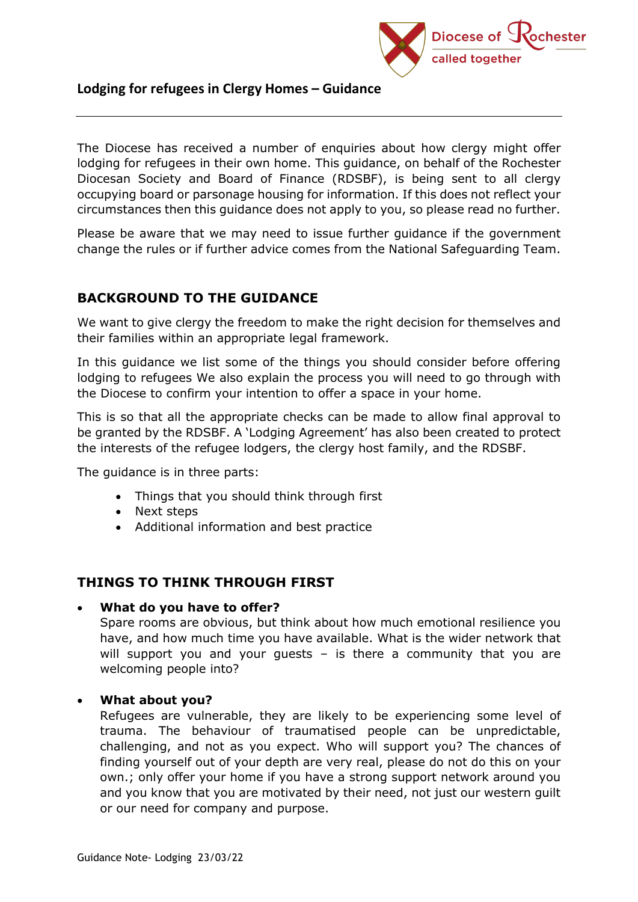## Lodging for refugees in Clergy Homes – Guidance

The Diocese has received a number of enquiries about how clergy might offer lodging for refugees in their own home. This guidance, on behalf of the Rochester Diocesan Society and Board of Finance (RDSBF), is being sent to all clergy occupying board or parsonage housing for information. If this does not reflect your circumstances then this guidance does not apply to you, so please read no further.

Please be aware that we may need to issue further guidance if the government change the rules or if further advice comes from the National Safeguarding Team.

### BACKGROUND TO THE GUIDANCE

We want to give clergy the freedom to make the right decision for themselves and their families within an appropriate legal framework.

In this guidance we list some of the things you should consider before offering lodging to refugees We also explain the process you will need to go through with the Diocese to confirm your intention to offer a space in your home.

This is so that all the appropriate checks can be made to allow final approval to be granted by the RDSBF. A 'Lodging Agreement' has also been created to protect the interests of the refugee lodgers, the clergy host family, and the RDSBF.

The guidance is in three parts:

- Things that you should think through first
- Next steps
- Additional information and best practice

### THINGS TO THINK THROUGH FIRST

- **What do you have to offer?**
  Spare rooms are obvious, but think about how much emotional resilience you have, and how much time you have available. What is the wider network that will support you and your guests – is there a community that you are welcoming people into?

- **What about you?**
  Refugees are vulnerable, they are likely to be experiencing some level of trauma. The behaviour of traumatised people can be unpredictable, challenging, and not as you expect. Who will support you? The chances of finding yourself out of your depth are very real, please do not do this on your own.; only offer your home if you have a strong support network around you and you know that you are motivated by their need, not just our western guilt or our need for company and purpose.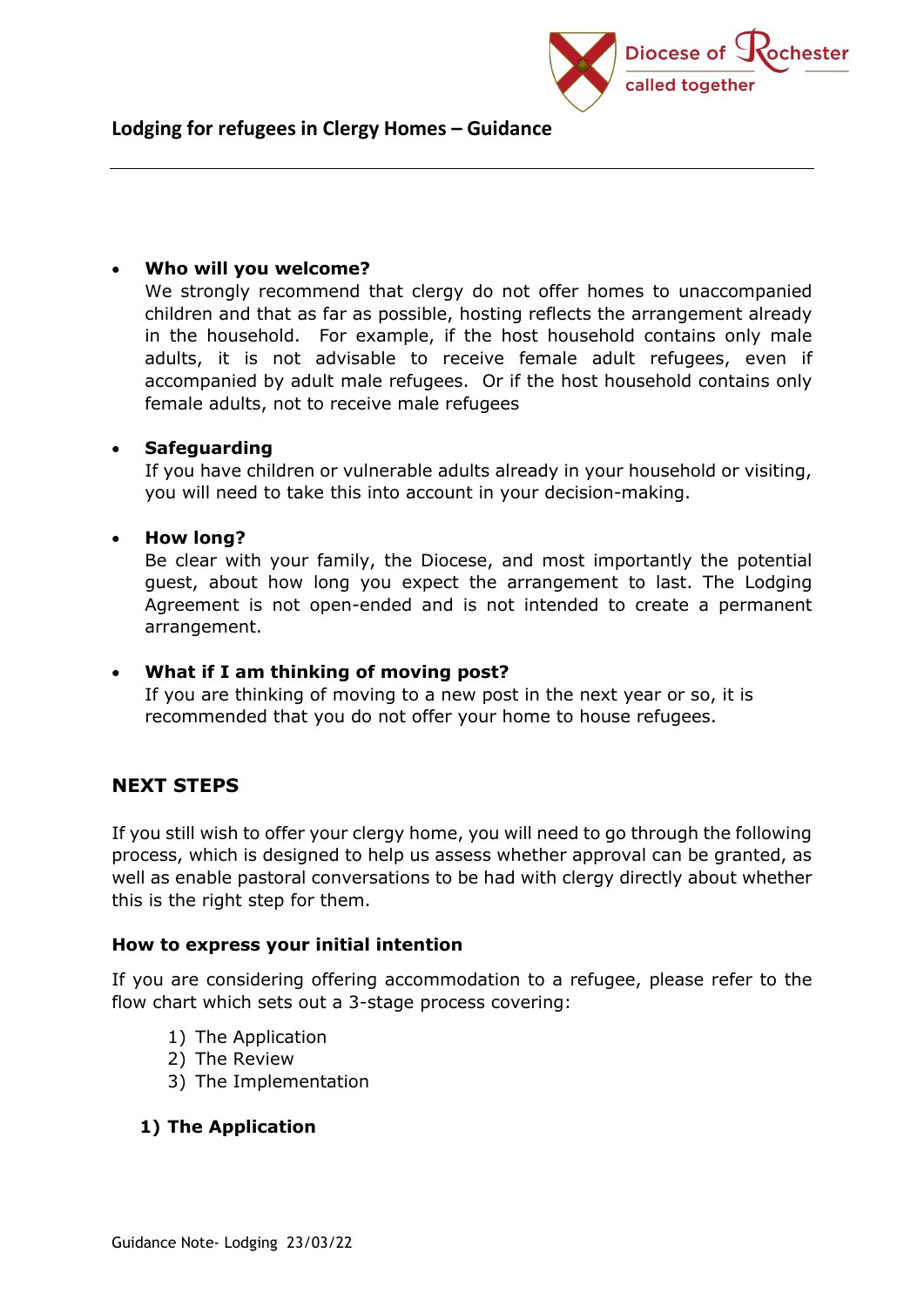- **Who will you welcome?**
  We strongly recommend that clergy do not offer homes to unaccompanied children and that as far as possible, hosting reflects the arrangement already in the household. For example, if the host household contains only male adults, it is not advisable to receive female adult refugees, even if accompanied by adult male refugees. Or if the host household contains only female adults, not to receive male refugees

- **Safeguarding**
  If you have children or vulnerable adults already in your household or visiting, you will need to take this into account in your decision-making.

- **How long?**
  Be clear with your family, the Diocese, and most importantly the potential guest, about how long you expect the arrangement to last. The Lodging Agreement is not open-ended and is not intended to create a permanent arrangement.

- **What if I am thinking of moving post?**
  If you are thinking of moving to a new post in the next year or so, it is recommended that you do not offer your home to house refugees.

## NEXT STEPS

If you still wish to offer your clergy home, you will need to go through the following process, which is designed to help us assess whether approval can be granted, as well as enable pastoral conversations to be had with clergy directly about whether this is the right step for them.

### How to express your initial intention

If you are considering offering accommodation to a refugee, please refer to the flow chart which sets out a 3-stage process covering:

1) The Application
2) The Review
3) The Implementation

### 1) The Application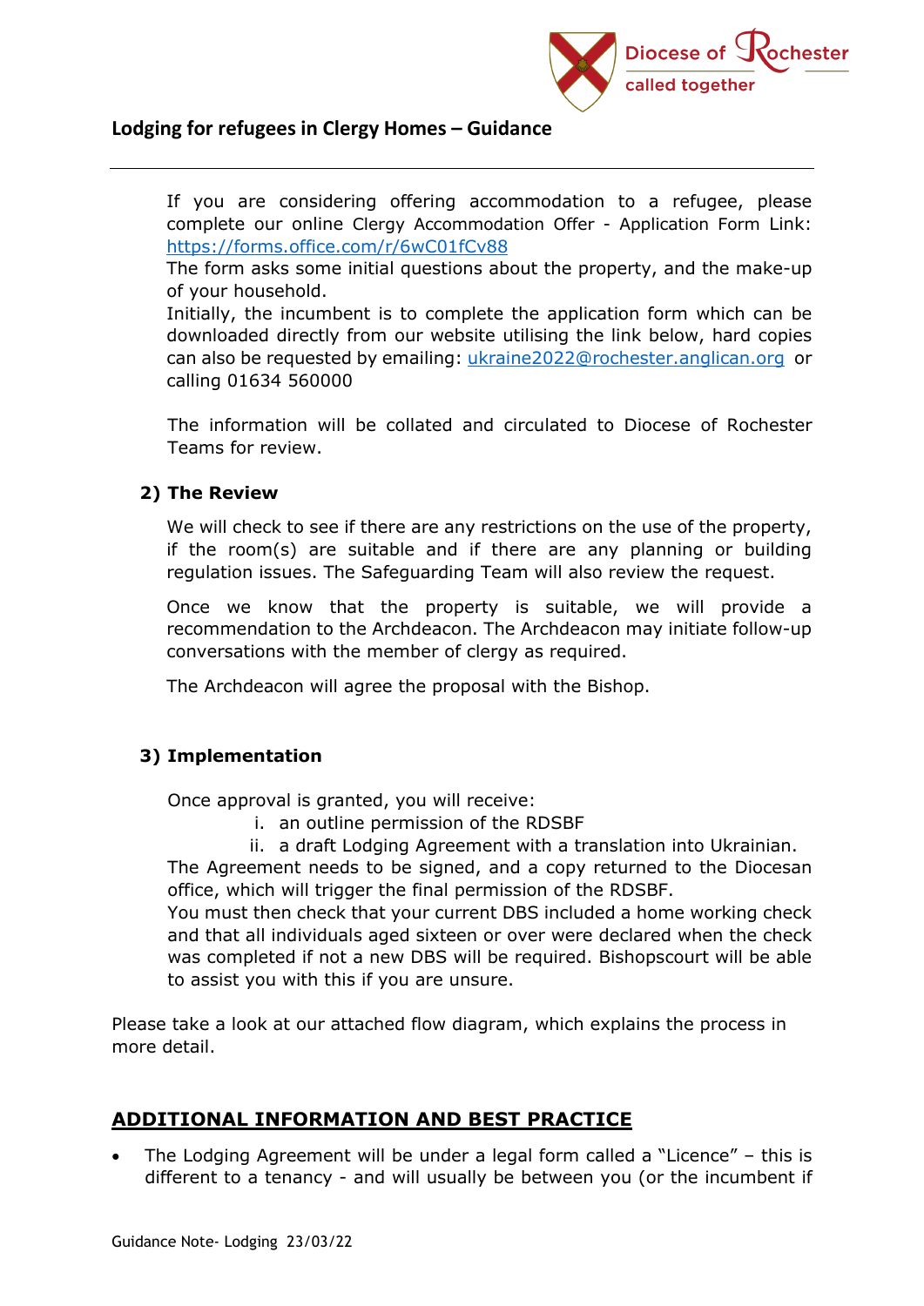If you are considering offering accommodation to a refugee, please complete our online Clergy Accommodation Offer - Application Form Link: https://forms.office.com/r/6wC01fCv88

The form asks some initial questions about the property, and the make-up of your household.

Initially, the incumbent is to complete the application form which can be downloaded directly from our website utilising the link below, hard copies can also be requested by emailing: ukraine2022@rochester.anglican.org or calling 01634 560000

The information will be collated and circulated to Diocese of Rochester Teams for review.

**2) The Review**

We will check to see if there are any restrictions on the use of the property, if the room(s) are suitable and if there are any planning or building regulation issues. The Safeguarding Team will also review the request.

Once we know that the property is suitable, we will provide a recommendation to the Archdeacon. The Archdeacon may initiate follow-up conversations with the member of clergy as required.

The Archdeacon will agree the proposal with the Bishop.

**3) Implementation**

Once approval is granted, you will receive:

i. an outline permission of the RDSBF
ii. a draft Lodging Agreement with a translation into Ukrainian.

The Agreement needs to be signed, and a copy returned to the Diocesan office, which will trigger the final permission of the RDSBF.

You must then check that your current DBS included a home working check and that all individuals aged sixteen or over were declared when the check was completed if not a new DBS will be required. Bishopscourt will be able to assist you with this if you are unsure.

Please take a look at our attached flow diagram, which explains the process in more detail.

## ADDITIONAL INFORMATION AND BEST PRACTICE

- The Lodging Agreement will be under a legal form called a "Licence" – this is different to a tenancy - and will usually be between you (or the incumbent if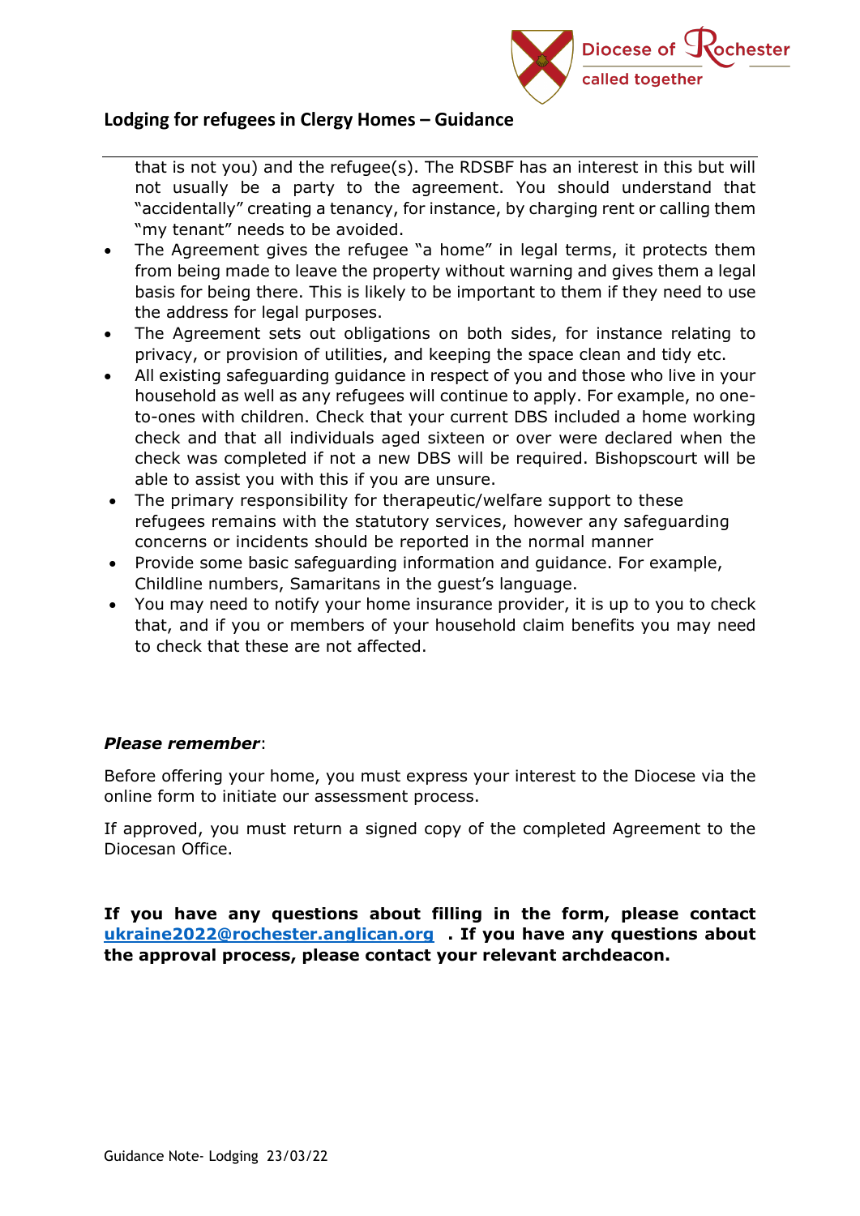that is not you) and the refugee(s). The RDSBF has an interest in this but will not usually be a party to the agreement. You should understand that "accidentally" creating a tenancy, for instance, by charging rent or calling them "my tenant" needs to be avoided.

- The Agreement gives the refugee "a home" in legal terms, it protects them from being made to leave the property without warning and gives them a legal basis for being there. This is likely to be important to them if they need to use the address for legal purposes.
- The Agreement sets out obligations on both sides, for instance relating to privacy, or provision of utilities, and keeping the space clean and tidy etc.
- All existing safeguarding guidance in respect of you and those who live in your household as well as any refugees will continue to apply. For example, no one-to-ones with children. Check that your current DBS included a home working check and that all individuals aged sixteen or over were declared when the check was completed if not a new DBS will be required. Bishopscourt will be able to assist you with this if you are unsure.
- The primary responsibility for therapeutic/welfare support to these refugees remains with the statutory services, however any safeguarding concerns or incidents should be reported in the normal manner
- Provide some basic safeguarding information and guidance. For example, Childline numbers, Samaritans in the guest's language.
- You may need to notify your home insurance provider, it is up to you to check that, and if you or members of your household claim benefits you may need to check that these are not affected.

***Please remember***:

Before offering your home, you must express your interest to the Diocese via the online form to initiate our assessment process.

If approved, you must return a signed copy of the completed Agreement to the Diocesan Office.

**If you have any questions about filling in the form, please contact ukraine2022@rochester.anglican.org . If you have any questions about the approval process, please contact your relevant archdeacon.**